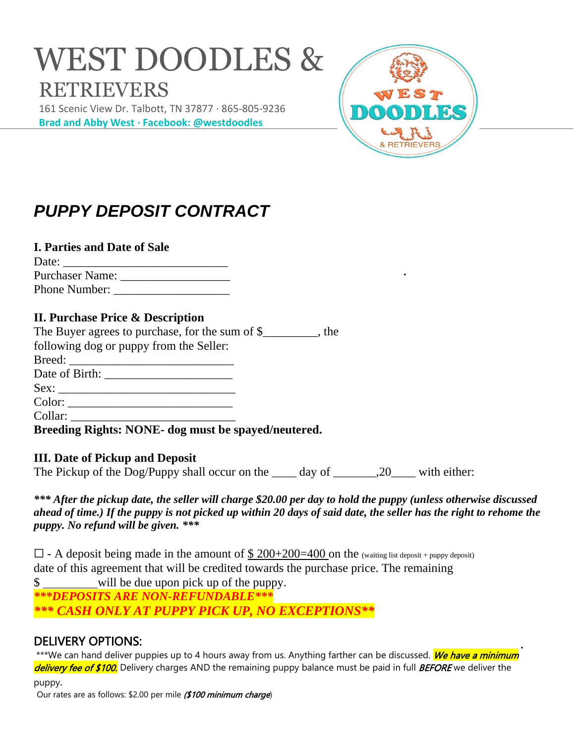# WEST DOODLES & RETRIEVERS

161 Scenic View Dr. Talbott, TN 37877 · 865-805-9236

**Brad and Abby West · Facebook: @westdoodles**

## *PUPPY DEPOSIT CONTRACT*

### I. Parties and Date of Sale

Date: ___________________________

Purchaser Name: __________________

Phone Number: ___________________

### II. Purchase Price & Description

The Buyer agrees to purchase, for the sum of $_________, the following dog or puppy from the Seller:

Breed: ___________________________

Date of Birth: _____________________

Sex: _____________________________

Color: ___________________________

Collar: ___________________________

**Breeding Rights: NONE- dog must be spayed/neutered.**

### III. Date of Pickup and Deposit

The Pickup of the Dog/Puppy shall occur on the ____ day of _______,20____ with either:

***\*\*\* After the pickup date, the seller will charge $20.00 per day to hold the puppy (unless otherwise discussed ahead of time.) If the puppy is not picked up within 20 days of said date, the seller has the right to rehome the puppy. No refund will be given. \*\*\****

☐ - A deposit being made in the amount of $ 200+200=400 on the (waiting list deposit + puppy deposit) date of this agreement that will be credited towards the purchase price. The remaining $ _________will be due upon pick up of the puppy.

***\*\*\*DEPOSITS ARE NON-REFUNDABLE\*\*\****

***\*\*\* CASH ONLY AT PUPPY PICK UP, NO EXCEPTIONS\*\****

### DELIVERY OPTIONS:

\*\*\*We can hand deliver puppies up to 4 hours away from us. Anything farther can be discussed. *We have a minimum delivery fee of $100.* Delivery charges AND the remaining puppy balance must be paid in full *BEFORE* we deliver the puppy.

Our rates are as follows: $2.00 per mile *($100 minimum charge*)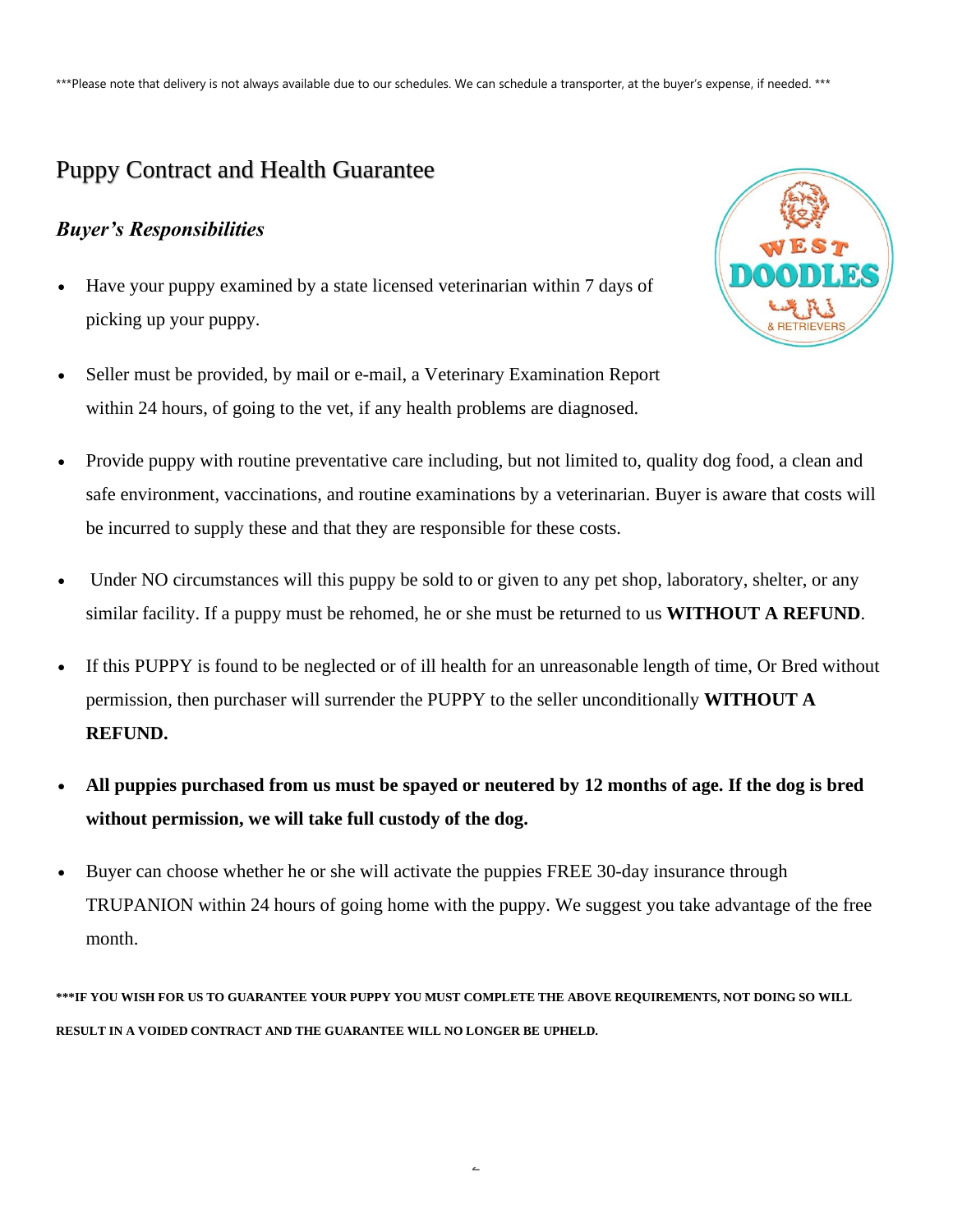***Please note that delivery is not always available due to our schedules. We can schedule a transporter, at the buyer's expense, if needed. ***

# Puppy Contract and Health Guarantee

### *Buyer's Responsibilities*

- Have your puppy examined by a state licensed veterinarian within 7 days of picking up your puppy.
- Seller must be provided, by mail or e-mail, a Veterinary Examination Report within 24 hours, of going to the vet, if any health problems are diagnosed.
- Provide puppy with routine preventative care including, but not limited to, quality dog food, a clean and safe environment, vaccinations, and routine examinations by a veterinarian. Buyer is aware that costs will be incurred to supply these and that they are responsible for these costs.
- Under NO circumstances will this puppy be sold to or given to any pet shop, laboratory, shelter, or any similar facility. If a puppy must be rehomed, he or she must be returned to us **WITHOUT A REFUND**.
- If this PUPPY is found to be neglected or of ill health for an unreasonable length of time, Or Bred without permission, then purchaser will surrender the PUPPY to the seller unconditionally **WITHOUT A REFUND.**
- **All puppies purchased from us must be spayed or neutered by 12 months of age. If the dog is bred without permission, we will take full custody of the dog.**
- Buyer can choose whether he or she will activate the puppies FREE 30-day insurance through TRUPANION within 24 hours of going home with the puppy. We suggest you take advantage of the free month.

**\*\*\*IF YOU WISH FOR US TO GUARANTEE YOUR PUPPY YOU MUST COMPLETE THE ABOVE REQUIREMENTS, NOT DOING SO WILL RESULT IN A VOIDED CONTRACT AND THE GUARANTEE WILL NO LONGER BE UPHELD.**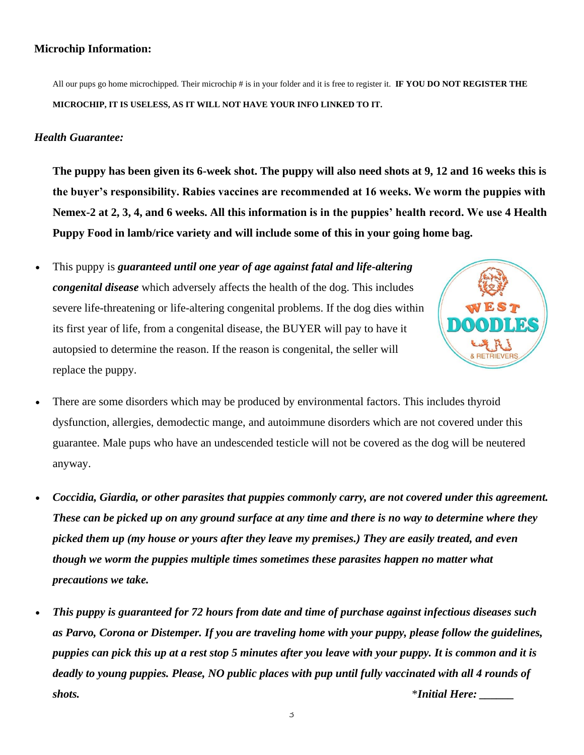**Microchip Information:**

All our pups go home microchipped. Their microchip # is in your folder and it is free to register it. **IF YOU DO NOT REGISTER THE MICROCHIP, IT IS USELESS, AS IT WILL NOT HAVE YOUR INFO LINKED TO IT.**

***Health Guarantee:***

**The puppy has been given its 6-week shot. The puppy will also need shots at 9, 12 and 16 weeks this is the buyer's responsibility. Rabies vaccines are recommended at 16 weeks. We worm the puppies with Nemex-2 at 2, 3, 4, and 6 weeks. All this information is in the puppies' health record. We use 4 Health Puppy Food in lamb/rice variety and will include some of this in your going home bag.**

- This puppy is ***guaranteed until one year of age against fatal and life-altering congenital disease*** which adversely affects the health of the dog. This includes severe life-threatening or life-altering congenital problems. If the dog dies within its first year of life, from a congenital disease, the BUYER will pay to have it autopsied to determine the reason. If the reason is congenital, the seller will replace the puppy.

- There are some disorders which may be produced by environmental factors. This includes thyroid dysfunction, allergies, demodectic mange, and autoimmune disorders which are not covered under this guarantee. Male pups who have an undescended testicle will not be covered as the dog will be neutered anyway.

- ***Coccidia, Giardia, or other parasites that puppies commonly carry, are not covered under this agreement. These can be picked up on any ground surface at any time and there is no way to determine where they picked them up (my house or yours after they leave my premises.) They are easily treated, and even though we worm the puppies multiple times sometimes these parasites happen no matter what precautions we take.***

- ***This puppy is guaranteed for 72 hours from date and time of purchase against infectious diseases such as Parvo, Corona or Distemper. If you are traveling home with your puppy, please follow the guidelines, puppies can pick this up at a rest stop 5 minutes after you leave with your puppy. It is common and it is deadly to young puppies. Please, NO public places with pup until fully vaccinated with all 4 rounds of shots.*** *\*Initial Here: ______*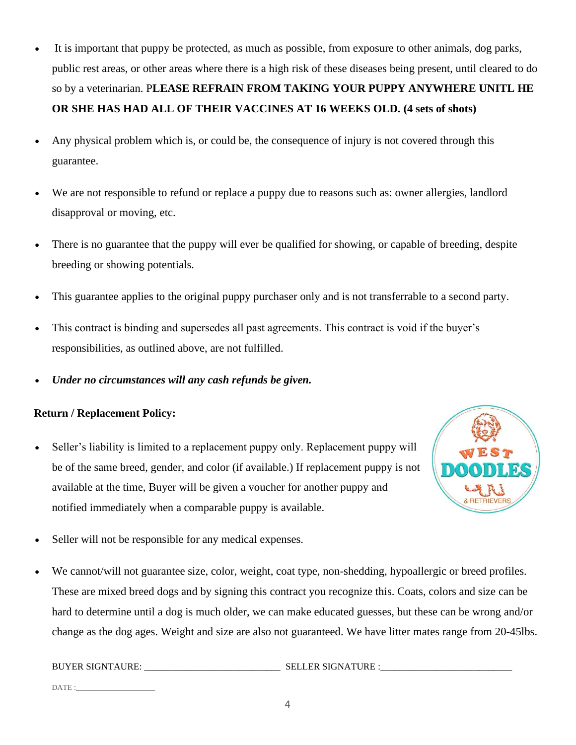- It is important that puppy be protected, as much as possible, from exposure to other animals, dog parks, public rest areas, or other areas where there is a high risk of these diseases being present, until cleared to do so by a veterinarian. P**LEASE REFRAIN FROM TAKING YOUR PUPPY ANYWHERE UNITL HE OR SHE HAS HAD ALL OF THEIR VACCINES AT 16 WEEKS OLD. (4 sets of shots)**
- Any physical problem which is, or could be, the consequence of injury is not covered through this guarantee.
- We are not responsible to refund or replace a puppy due to reasons such as: owner allergies, landlord disapproval or moving, etc.
- There is no guarantee that the puppy will ever be qualified for showing, or capable of breeding, despite breeding or showing potentials.
- This guarantee applies to the original puppy purchaser only and is not transferrable to a second party.
- This contract is binding and supersedes all past agreements. This contract is void if the buyer's responsibilities, as outlined above, are not fulfilled.
- ***Under no circumstances will any cash refunds be given.***

**Return / Replacement Policy:**

- Seller's liability is limited to a replacement puppy only. Replacement puppy will be of the same breed, gender, and color (if available.) If replacement puppy is not available at the time, Buyer will be given a voucher for another puppy and notified immediately when a comparable puppy is available.
- Seller will not be responsible for any medical expenses.
- We cannot/will not guarantee size, color, weight, coat type, non-shedding, hypoallergic or breed profiles. These are mixed breed dogs and by signing this contract you recognize this. Coats, colors and size can be hard to determine until a dog is much older, we can make educated guesses, but these can be wrong and/or change as the dog ages. Weight and size are also not guaranteed. We have litter mates range from 20-45lbs.

BUYER SIGNTAURE: ___________________________ SELLER SIGNATURE :__________________________

DATE :___________________